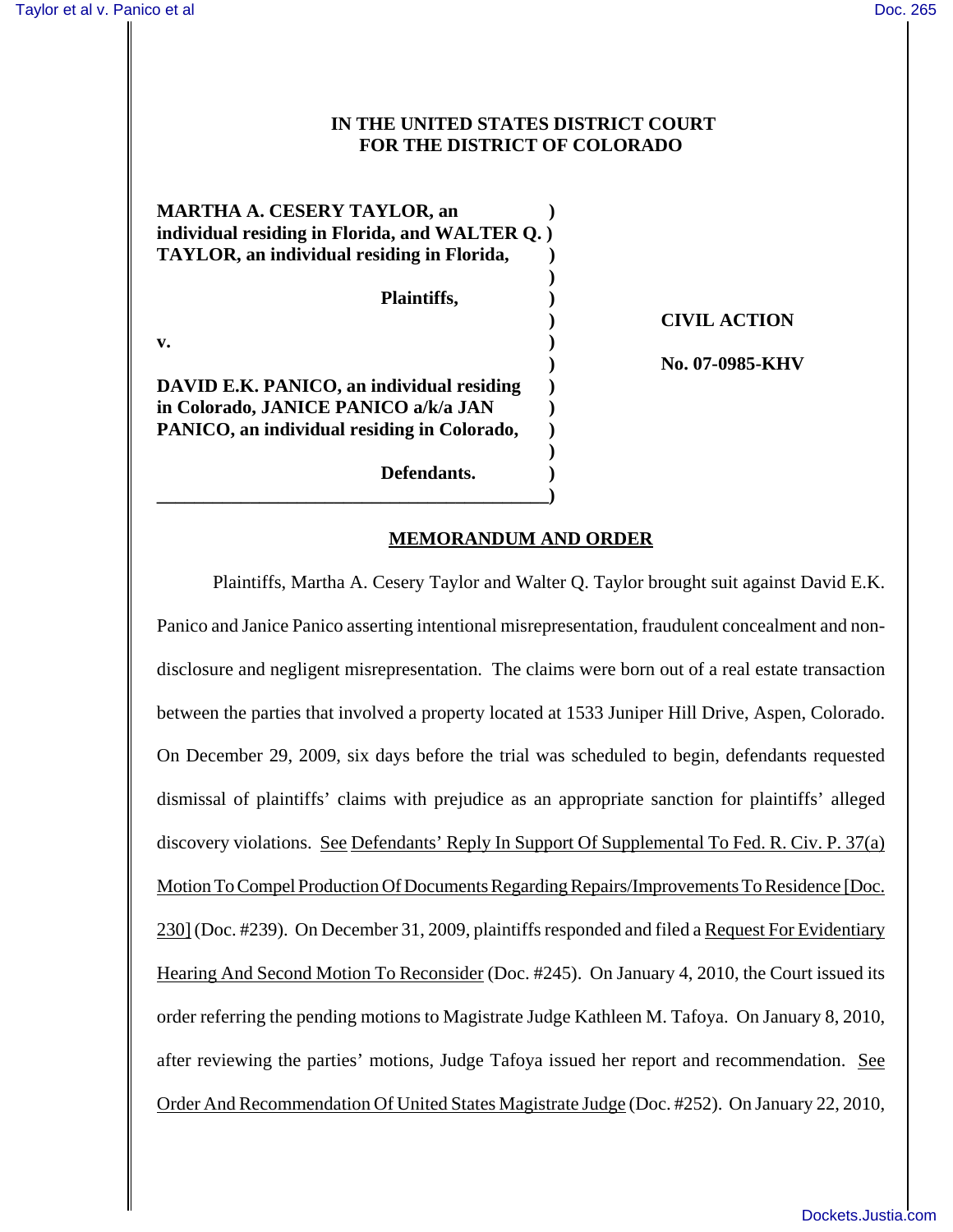**IN THE UNITED STATES DISTRICT COURT**
**FOR THE DISTRICT OF COLORADO**

**MARTHA A. CESERY TAYLOR, an individual residing in Florida, and WALTER Q. TAYLOR, an individual residing in Florida,**

**Plaintiffs,**

**v.**

**DAVID E.K. PANICO, an individual residing in Colorado, JANICE PANICO a/k/a JAN PANICO, an individual residing in Colorado,**

**Defendants.**

**CIVIL ACTION**

**No. 07-0985-KHV**

## MEMORANDUM AND ORDER

Plaintiffs, Martha A. Cesery Taylor and Walter Q. Taylor brought suit against David E.K. Panico and Janice Panico asserting intentional misrepresentation, fraudulent concealment and non-disclosure and negligent misrepresentation. The claims were born out of a real estate transaction between the parties that involved a property located at 1533 Juniper Hill Drive, Aspen, Colorado. On December 29, 2009, six days before the trial was scheduled to begin, defendants requested dismissal of plaintiffs' claims with prejudice as an appropriate sanction for plaintiffs' alleged discovery violations. See Defendants' Reply In Support Of Supplemental To Fed. R. Civ. P. 37(a) Motion To Compel Production Of Documents Regarding Repairs/Improvements To Residence [Doc. 230] (Doc. #239). On December 31, 2009, plaintiffs responded and filed a Request For Evidentiary Hearing And Second Motion To Reconsider (Doc. #245). On January 4, 2010, the Court issued its order referring the pending motions to Magistrate Judge Kathleen M. Tafoya. On January 8, 2010, after reviewing the parties' motions, Judge Tafoya issued her report and recommendation. See Order And Recommendation Of United States Magistrate Judge (Doc. #252). On January 22, 2010,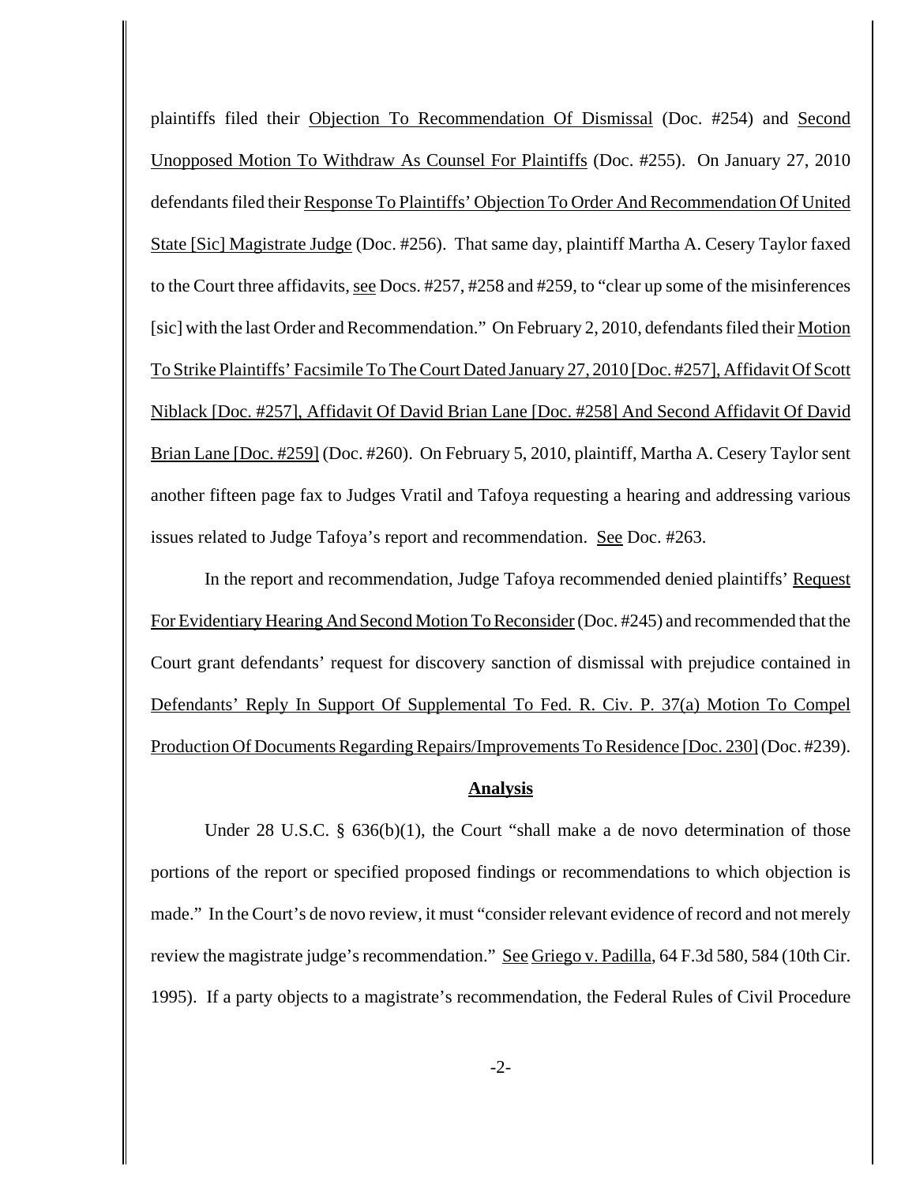plaintiffs filed their Objection To Recommendation Of Dismissal (Doc. #254) and Second Unopposed Motion To Withdraw As Counsel For Plaintiffs (Doc. #255). On January 27, 2010 defendants filed their Response To Plaintiffs' Objection To Order And Recommendation Of United State [Sic] Magistrate Judge (Doc. #256). That same day, plaintiff Martha A. Cesery Taylor faxed to the Court three affidavits, see Docs. #257, #258 and #259, to "clear up some of the misinferences [sic] with the last Order and Recommendation." On February 2, 2010, defendants filed their Motion To Strike Plaintiffs' Facsimile To The Court Dated January 27, 2010 [Doc. #257], Affidavit Of Scott Niblack [Doc. #257], Affidavit Of David Brian Lane [Doc. #258] And Second Affidavit Of David Brian Lane [Doc. #259] (Doc. #260). On February 5, 2010, plaintiff, Martha A. Cesery Taylor sent another fifteen page fax to Judges Vratil and Tafoya requesting a hearing and addressing various issues related to Judge Tafoya's report and recommendation. See Doc. #263.

In the report and recommendation, Judge Tafoya recommended denied plaintiffs' Request For Evidentiary Hearing And Second Motion To Reconsider (Doc. #245) and recommended that the Court grant defendants' request for discovery sanction of dismissal with prejudice contained in Defendants' Reply In Support Of Supplemental To Fed. R. Civ. P. 37(a) Motion To Compel Production Of Documents Regarding Repairs/Improvements To Residence [Doc. 230] (Doc. #239).

## Analysis

Under 28 U.S.C. § 636(b)(1), the Court "shall make a de novo determination of those portions of the report or specified proposed findings or recommendations to which objection is made." In the Court's de novo review, it must "consider relevant evidence of record and not merely review the magistrate judge's recommendation." See Griego v. Padilla, 64 F.3d 580, 584 (10th Cir. 1995). If a party objects to a magistrate's recommendation, the Federal Rules of Civil Procedure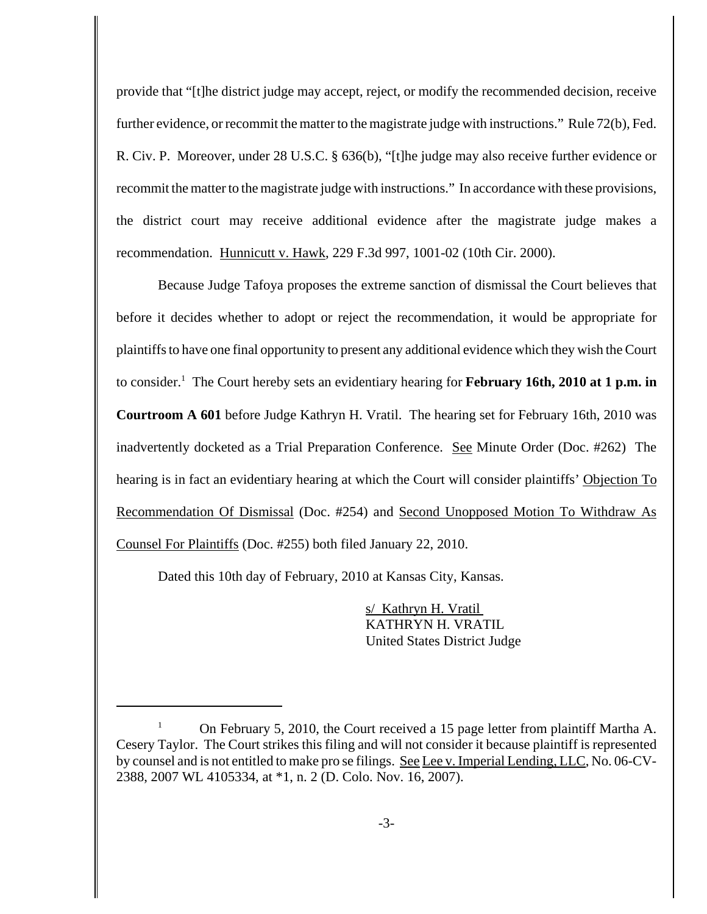provide that "[t]he district judge may accept, reject, or modify the recommended decision, receive further evidence, or recommit the matter to the magistrate judge with instructions." Rule 72(b), Fed. R. Civ. P. Moreover, under 28 U.S.C. § 636(b), "[t]he judge may also receive further evidence or recommit the matter to the magistrate judge with instructions." In accordance with these provisions, the district court may receive additional evidence after the magistrate judge makes a recommendation. Hunnicutt v. Hawk, 229 F.3d 997, 1001-02 (10th Cir. 2000).

Because Judge Tafoya proposes the extreme sanction of dismissal the Court believes that before it decides whether to adopt or reject the recommendation, it would be appropriate for plaintiffs to have one final opportunity to present any additional evidence which they wish the Court to consider.[1] The Court hereby sets an evidentiary hearing for **February 16th, 2010 at 1 p.m. in Courtroom A 601** before Judge Kathryn H. Vratil. The hearing set for February 16th, 2010 was inadvertently docketed as a Trial Preparation Conference. See Minute Order (Doc. #262) The hearing is in fact an evidentiary hearing at which the Court will consider plaintiffs' Objection To Recommendation Of Dismissal (Doc. #254) and Second Unopposed Motion To Withdraw As Counsel For Plaintiffs (Doc. #255) both filed January 22, 2010.

Dated this 10th day of February, 2010 at Kansas City, Kansas.

s/ Kathryn H. Vratil
KATHRYN H. VRATIL
United States District Judge

---

[1] On February 5, 2010, the Court received a 15 page letter from plaintiff Martha A. Cesery Taylor. The Court strikes this filing and will not consider it because plaintiff is represented by counsel and is not entitled to make pro se filings. See Lee v. Imperial Lending, LLC, No. 06-CV-2388, 2007 WL 4105334, at *1, n. 2 (D. Colo. Nov. 16, 2007).